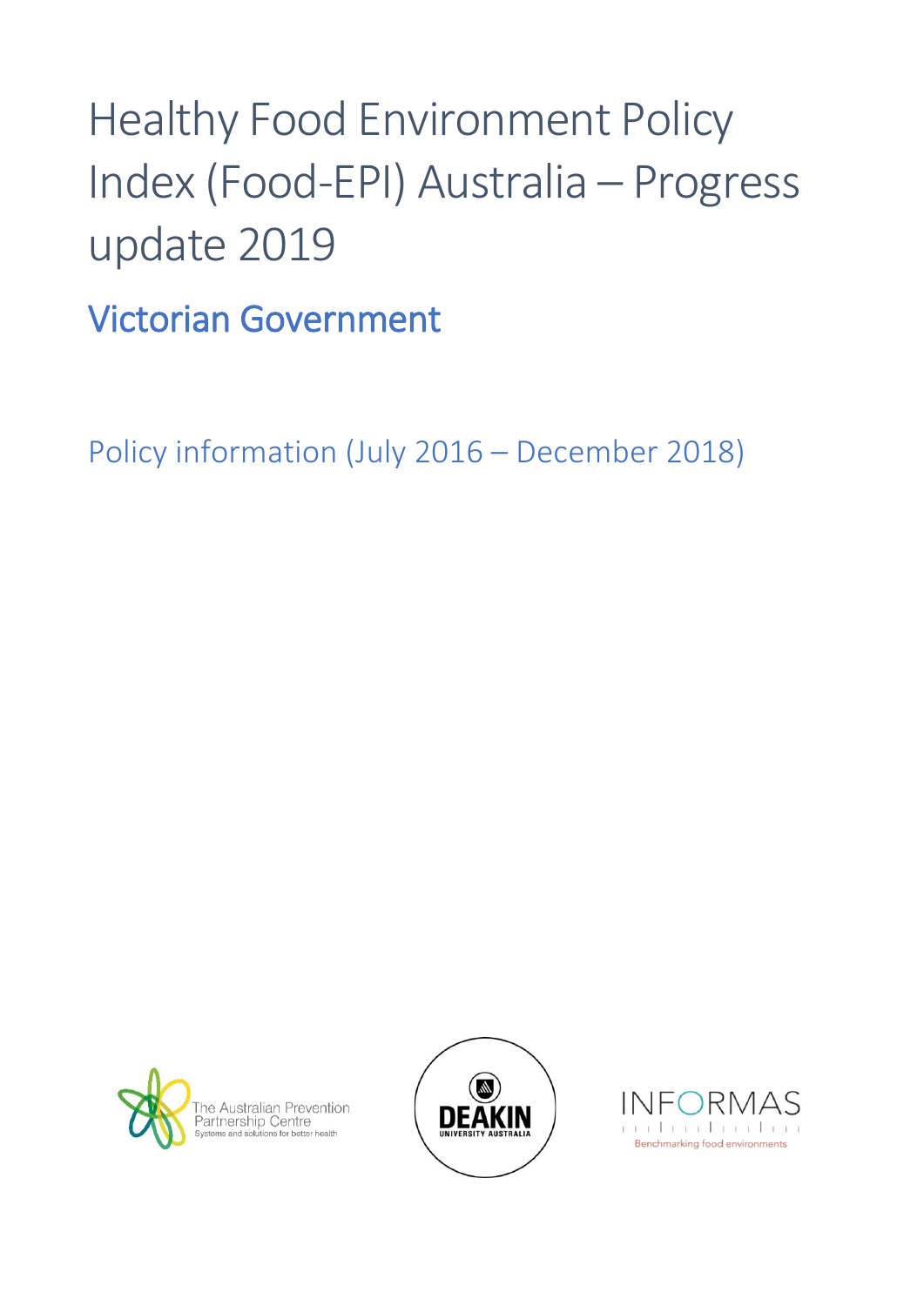# Healthy Food Environment Policy Index (Food-EPI) Australia – Progress update 2019

## Victorian Government

Policy information (July 2016 – December 2018)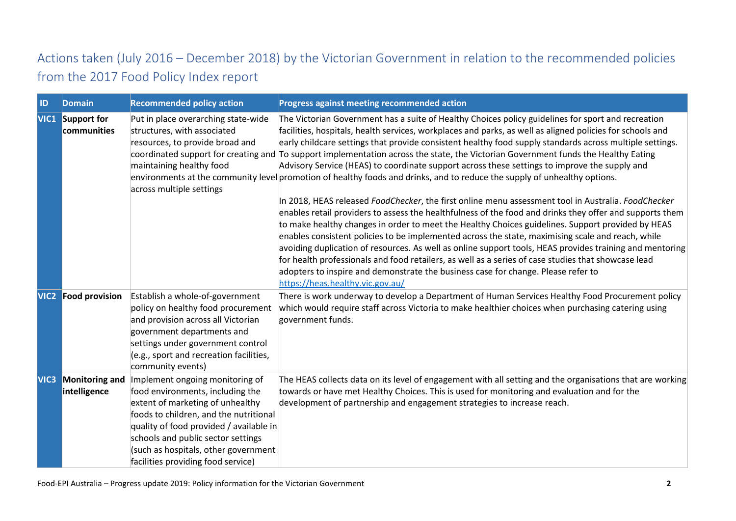## Actions taken (July 2016 – December 2018) by the Victorian Government in relation to the recommended policies from the 2017 Food Policy Index report

| ID | Domain | Recommended policy action | Progress against meeting recommended action |
|---|---|---|---|
| VIC1 | Support for communities | Put in place overarching state-wide structures, with associated resources, to provide broad and coordinated support for creating and maintaining healthy food environments at the community level across multiple settings | The Victorian Government has a suite of Healthy Choices policy guidelines for sport and recreation facilities, hospitals, health services, workplaces and parks, as well as aligned policies for schools and early childcare settings that provide consistent healthy food supply standards across multiple settings. To support implementation across the state, the Victorian Government funds the Healthy Eating Advisory Service (HEAS) to coordinate support across these settings to improve the supply and promotion of healthy foods and drinks, and to reduce the supply of unhealthy options.<br><br>In 2018, HEAS released *FoodChecker*, the first online menu assessment tool in Australia. *FoodChecker* enables retail providers to assess the healthfulness of the food and drinks they offer and supports them to make healthy changes in order to meet the Healthy Choices guidelines. Support provided by HEAS enables consistent policies to be implemented across the state, maximising scale and reach, while avoiding duplication of resources. As well as online support tools, HEAS provides training and mentoring for health professionals and food retailers, as well as a series of case studies that showcase lead adopters to inspire and demonstrate the business case for change. Please refer to https://heas.healthy.vic.gov.au/ |
| VIC2 | Food provision | Establish a whole-of-government policy on healthy food procurement and provision across all Victorian government departments and settings under government control (e.g., sport and recreation facilities, community events) | There is work underway to develop a Department of Human Services Healthy Food Procurement policy which would require staff across Victoria to make healthier choices when purchasing catering using government funds. |
| VIC3 | Monitoring and intelligence | Implement ongoing monitoring of food environments, including the extent of marketing of unhealthy foods to children, and the nutritional quality of food provided / available in schools and public sector settings (such as hospitals, other government facilities providing food service) | The HEAS collects data on its level of engagement with all setting and the organisations that are working towards or have met Healthy Choices. This is used for monitoring and evaluation and for the development of partnership and engagement strategies to increase reach. |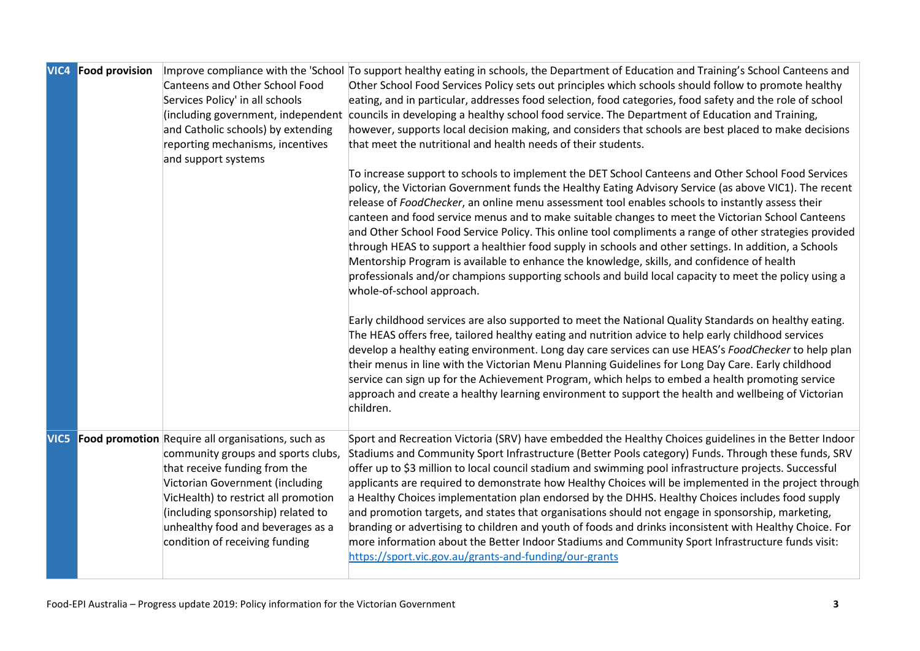| | | | |
|---|---|---|---|
| **VIC4** | **Food provision** | Improve compliance with the 'School Canteens and Other School Food Services Policy' in all schools (including government, independent and Catholic schools) by extending reporting mechanisms, incentives and support systems | To support healthy eating in schools, the Department of Education and Training's School Canteens and Other School Food Services Policy sets out principles which schools should follow to promote healthy eating, and in particular, addresses food selection, food categories, food safety and the role of school councils in developing a healthy school food service. The Department of Education and Training, however, supports local decision making, and considers that schools are best placed to make decisions that meet the nutritional and health needs of their students.<br><br>To increase support to schools to implement the DET School Canteens and Other School Food Services policy, the Victorian Government funds the Healthy Eating Advisory Service (as above VIC1). The recent release of *FoodChecker*, an online menu assessment tool enables schools to instantly assess their canteen and food service menus and to make suitable changes to meet the Victorian School Canteens and Other School Food Service Policy. This online tool compliments a range of other strategies provided through HEAS to support a healthier food supply in schools and other settings. In addition, a Schools Mentorship Program is available to enhance the knowledge, skills, and confidence of health professionals and/or champions supporting schools and build local capacity to meet the policy using a whole-of-school approach.<br><br>Early childhood services are also supported to meet the National Quality Standards on healthy eating. The HEAS offers free, tailored healthy eating and nutrition advice to help early childhood services develop a healthy eating environment. Long day care services can use HEAS's *FoodChecker* to help plan their menus in line with the Victorian Menu Planning Guidelines for Long Day Care. Early childhood service can sign up for the Achievement Program, which helps to embed a health promoting service approach and create a healthy learning environment to support the health and wellbeing of Victorian children. |
| **VIC5** | **Food promotion** | Require all organisations, such as community groups and sports clubs, that receive funding from the Victorian Government (including VicHealth) to restrict all promotion (including sponsorship) related to unhealthy food and beverages as a condition of receiving funding | Sport and Recreation Victoria (SRV) have embedded the Healthy Choices guidelines in the Better Indoor Stadiums and Community Sport Infrastructure (Better Pools category) Funds. Through these funds, SRV offer up to $3 million to local council stadium and swimming pool infrastructure projects. Successful applicants are required to demonstrate how Healthy Choices will be implemented in the project through a Healthy Choices implementation plan endorsed by the DHHS. Healthy Choices includes food supply and promotion targets, and states that organisations should not engage in sponsorship, marketing, branding or advertising to children and youth of foods and drinks inconsistent with Healthy Choice. For more information about the Better Indoor Stadiums and Community Sport Infrastructure funds visit: https://sport.vic.gov.au/grants-and-funding/our-grants |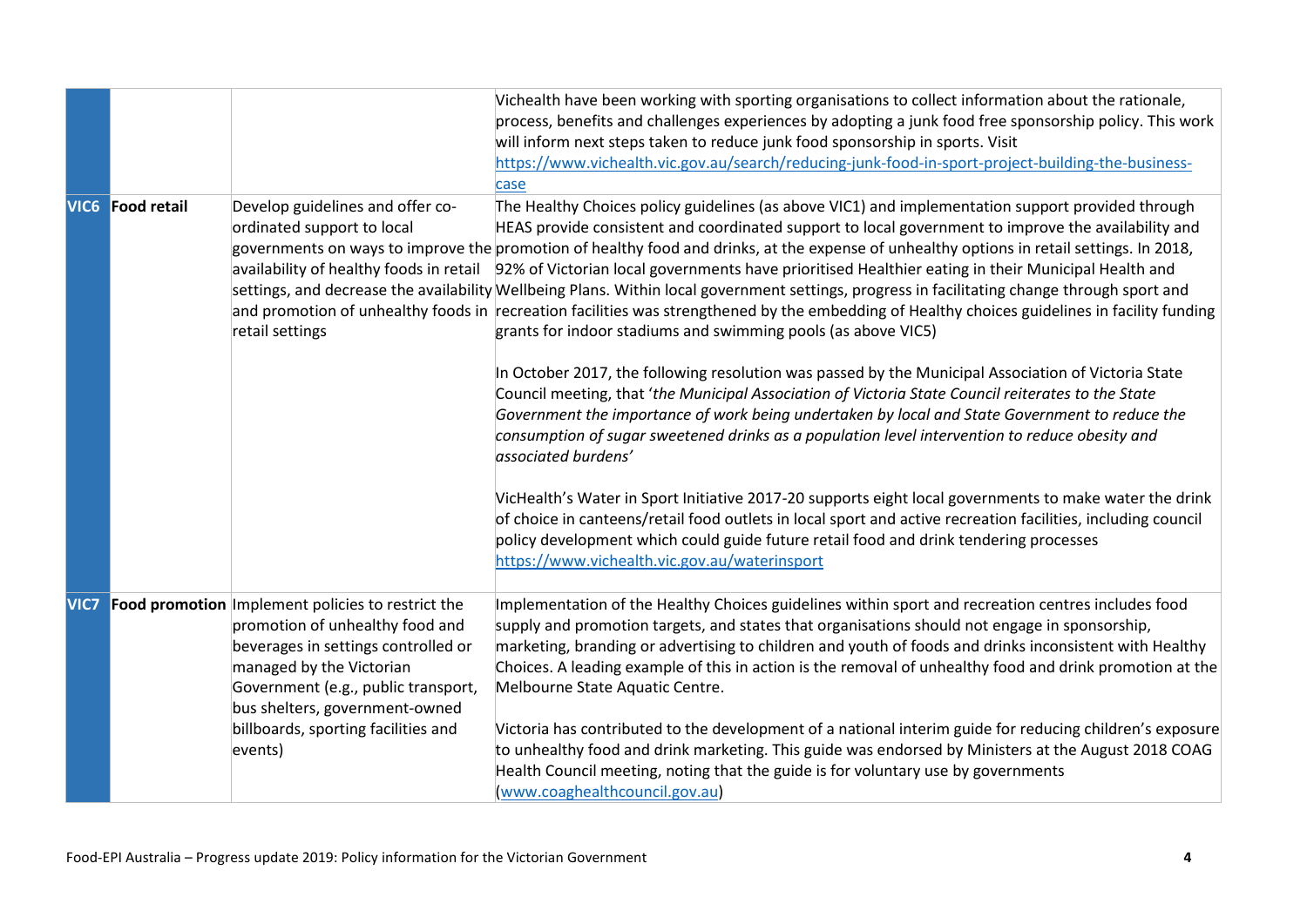| | | | |
|---|---|---|---|
| | | | Vichealth have been working with sporting organisations to collect information about the rationale, process, benefits and challenges experiences by adopting a junk food free sponsorship policy. This work will inform next steps taken to reduce junk food sponsorship in sports. Visit https://www.vichealth.vic.gov.au/search/reducing-junk-food-in-sport-project-building-the-business-case |
| **VIC6** | **Food retail** | Develop guidelines and offer co-ordinated support to local governments on ways to improve the availability of healthy foods in retail settings, and decrease the availability and promotion of unhealthy foods in retail settings | The Healthy Choices policy guidelines (as above VIC1) and implementation support provided through HEAS provide consistent and coordinated support to local government to improve the availability and promotion of healthy food and drinks, at the expense of unhealthy options in retail settings. In 2018, 92% of Victorian local governments have prioritised Healthier eating in their Municipal Health and Wellbeing Plans. Within local government settings, progress in facilitating change through sport and recreation facilities was strengthened by the embedding of Healthy choices guidelines in facility funding grants for indoor stadiums and swimming pools (as above VIC5)<br><br>In October 2017, the following resolution was passed by the Municipal Association of Victoria State Council meeting, that '*the Municipal Association of Victoria State Council reiterates to the State Government the importance of work being undertaken by local and State Government to reduce the consumption of sugar sweetened drinks as a population level intervention to reduce obesity and associated burdens*'<br><br>VicHealth's Water in Sport Initiative 2017-20 supports eight local governments to make water the drink of choice in canteens/retail food outlets in local sport and active recreation facilities, including council policy development which could guide future retail food and drink tendering processes https://www.vichealth.vic.gov.au/waterinsport |
| **VIC7** | **Food promotion** | Implement policies to restrict the promotion of unhealthy food and beverages in settings controlled or managed by the Victorian Government (e.g., public transport, bus shelters, government-owned billboards, sporting facilities and events) | Implementation of the Healthy Choices guidelines within sport and recreation centres includes food supply and promotion targets, and states that organisations should not engage in sponsorship, marketing, branding or advertising to children and youth of foods and drinks inconsistent with Healthy Choices. A leading example of this in action is the removal of unhealthy food and drink promotion at the Melbourne State Aquatic Centre.<br><br>Victoria has contributed to the development of a national interim guide for reducing children's exposure to unhealthy food and drink marketing. This guide was endorsed by Ministers at the August 2018 COAG Health Council meeting, noting that the guide is for voluntary use by governments (www.coaghealthcouncil.gov.au) |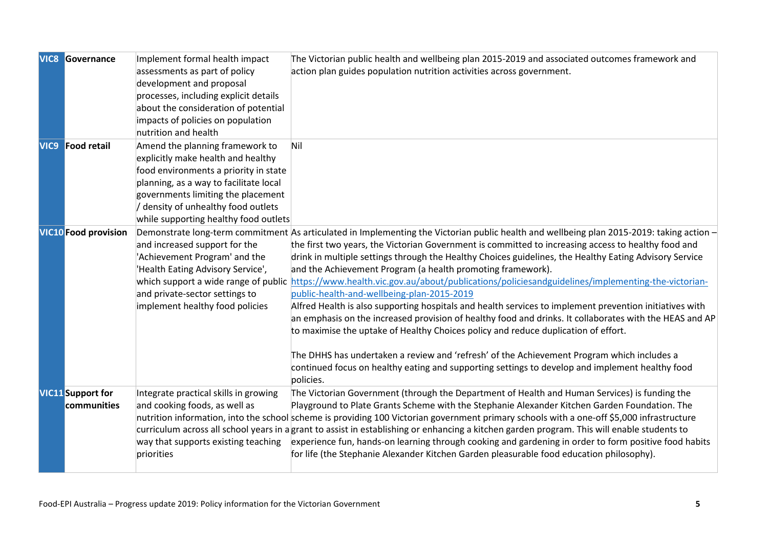| | | | |
|---|---|---|---|
| **VIC8** | **Governance** | Implement formal health impact assessments as part of policy development and proposal processes, including explicit details about the consideration of potential impacts of policies on population nutrition and health | The Victorian public health and wellbeing plan 2015-2019 and associated outcomes framework and action plan guides population nutrition activities across government. |
| **VIC9** | **Food retail** | Amend the planning framework to explicitly make health and healthy food environments a priority in state planning, as a way to facilitate local governments limiting the placement / density of unhealthy food outlets while supporting healthy food outlets | Nil |
| **VIC10** | **Food provision** | Demonstrate long-term commitment and increased support for the 'Achievement Program' and the 'Health Eating Advisory Service', which support a wide range of public and private-sector settings to implement healthy food policies | As articulated in Implementing the Victorian public health and wellbeing plan 2015-2019: taking action – the first two years, the Victorian Government is committed to increasing access to healthy food and drink in multiple settings through the Healthy Choices guidelines, the Healthy Eating Advisory Service and the Achievement Program (a health promoting framework). https://www.health.vic.gov.au/about/publications/policiesandguidelines/implementing-the-victorian-public-health-and-wellbeing-plan-2015-2019 Alfred Health is also supporting hospitals and health services to implement prevention initiatives with an emphasis on the increased provision of healthy food and drinks. It collaborates with the HEAS and AP to maximise the uptake of Healthy Choices policy and reduce duplication of effort. <br><br> The DHHS has undertaken a review and 'refresh' of the Achievement Program which includes a continued focus on healthy eating and supporting settings to develop and implement healthy food policies. |
| **VIC11** | **Support for communities** | Integrate practical skills in growing and cooking foods, as well as nutrition information, into the school curriculum across all school years in a way that supports existing teaching priorities | The Victorian Government (through the Department of Health and Human Services) is funding the Playground to Plate Grants Scheme with the Stephanie Alexander Kitchen Garden Foundation. The scheme is providing 100 Victorian government primary schools with a one-off $5,000 infrastructure grant to assist in establishing or enhancing a kitchen garden program. This will enable students to experience fun, hands-on learning through cooking and gardening in order to form positive food habits for life (the Stephanie Alexander Kitchen Garden pleasurable food education philosophy). |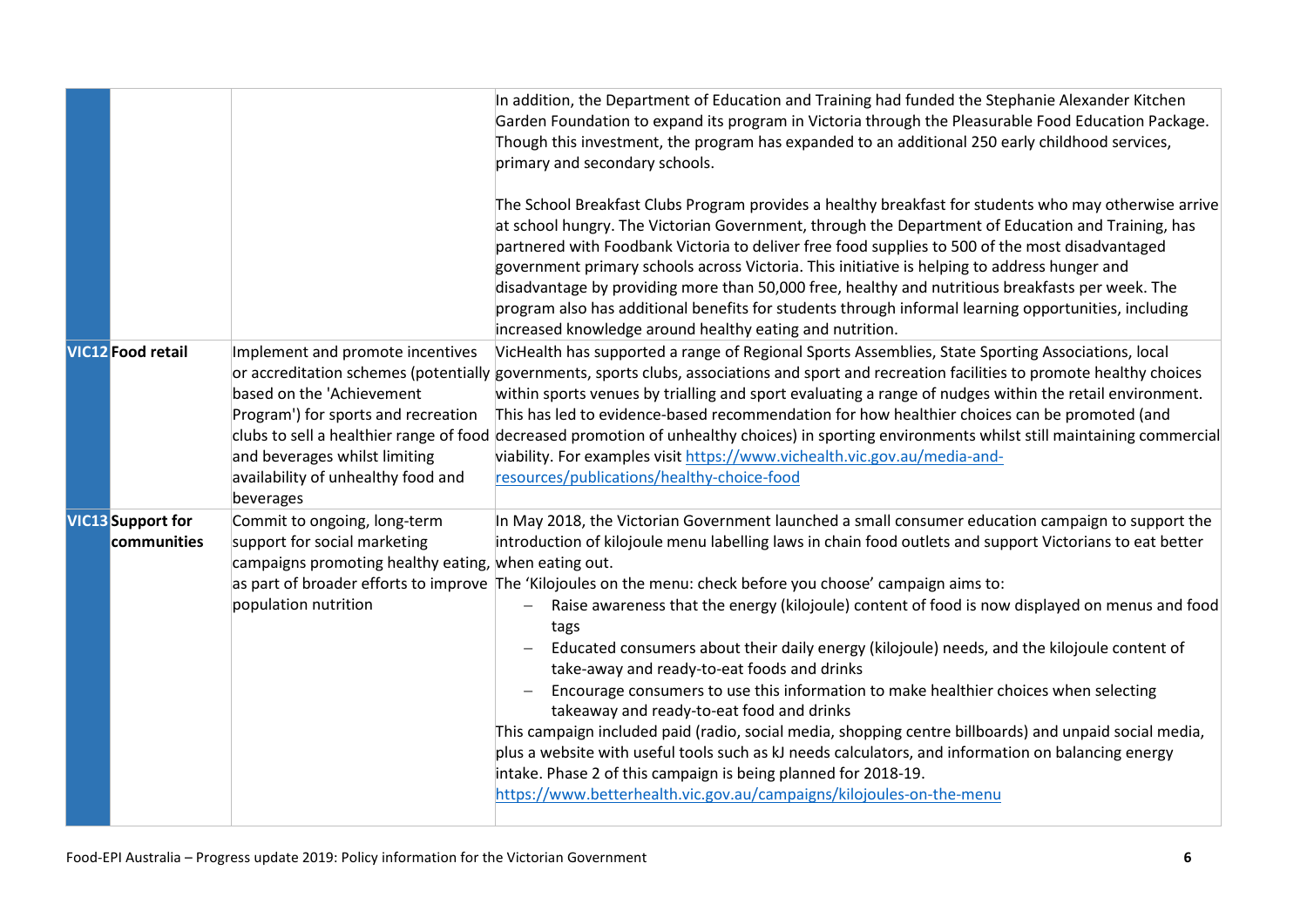| | | | |
|---|---|---|---|
| | | | In addition, the Department of Education and Training had funded the Stephanie Alexander Kitchen Garden Foundation to expand its program in Victoria through the Pleasurable Food Education Package. Though this investment, the program has expanded to an additional 250 early childhood services, primary and secondary schools.<br><br>The School Breakfast Clubs Program provides a healthy breakfast for students who may otherwise arrive at school hungry. The Victorian Government, through the Department of Education and Training, has partnered with Foodbank Victoria to deliver free food supplies to 500 of the most disadvantaged government primary schools across Victoria. This initiative is helping to address hunger and disadvantage by providing more than 50,000 free, healthy and nutritious breakfasts per week. The program also has additional benefits for students through informal learning opportunities, including increased knowledge around healthy eating and nutrition. |
| **VIC12** | **Food retail** | Implement and promote incentives or accreditation schemes (potentially based on the 'Achievement Program') for sports and recreation clubs to sell a healthier range of food and beverages whilst limiting availability of unhealthy food and beverages | VicHealth has supported a range of Regional Sports Assemblies, State Sporting Associations, local governments, sports clubs, associations and sport and recreation facilities to promote healthy choices within sports venues by trialling and sport evaluating a range of nudges within the retail environment. This has led to evidence-based recommendation for how healthier choices can be promoted (and decreased promotion of unhealthy choices) in sporting environments whilst still maintaining commercial viability. For examples visit https://www.vichealth.vic.gov.au/media-and-resources/publications/healthy-choice-food |
| **VIC13** | **Support for communities** | Commit to ongoing, long-term support for social marketing campaigns promoting healthy eating, as part of broader efforts to improve population nutrition | In May 2018, the Victorian Government launched a small consumer education campaign to support the introduction of kilojoule menu labelling laws in chain food outlets and support Victorians to eat better when eating out.<br>The 'Kilojoules on the menu: check before you choose' campaign aims to:<br>– Raise awareness that the energy (kilojoule) content of food is now displayed on menus and food tags<br>– Educated consumers about their daily energy (kilojoule) needs, and the kilojoule content of take-away and ready-to-eat foods and drinks<br>– Encourage consumers to use this information to make healthier choices when selecting takeaway and ready-to-eat food and drinks<br>This campaign included paid (radio, social media, shopping centre billboards) and unpaid social media, plus a website with useful tools such as kJ needs calculators, and information on balancing energy intake. Phase 2 of this campaign is being planned for 2018-19.<br>https://www.betterhealth.vic.gov.au/campaigns/kilojoules-on-the-menu |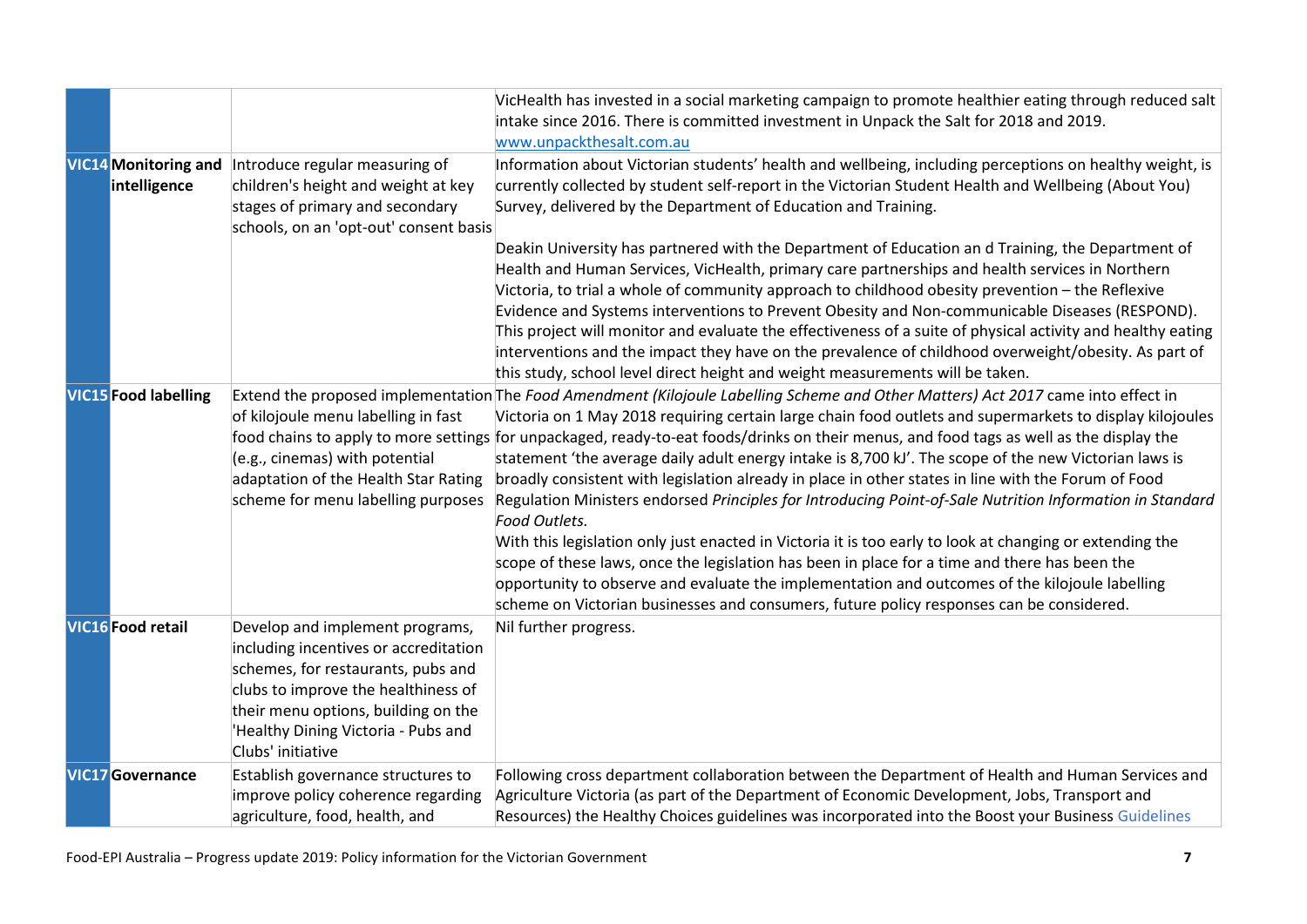| | | | |
|---|---|---|---|
| | | | VicHealth has invested in a social marketing campaign to promote healthier eating through reduced salt intake since 2016. There is committed investment in Unpack the Salt for 2018 and 2019. www.unpackthesalt.com.au |
| **VIC14** | **Monitoring and intelligence** | Introduce regular measuring of children's height and weight at key stages of primary and secondary schools, on an 'opt-out' consent basis | Information about Victorian students' health and wellbeing, including perceptions on healthy weight, is currently collected by student self-report in the Victorian Student Health and Wellbeing (About You) Survey, delivered by the Department of Education and Training.<br><br>Deakin University has partnered with the Department of Education an d Training, the Department of Health and Human Services, VicHealth, primary care partnerships and health services in Northern Victoria, to trial a whole of community approach to childhood obesity prevention – the Reflexive Evidence and Systems interventions to Prevent Obesity and Non-communicable Diseases (RESPOND). This project will monitor and evaluate the effectiveness of a suite of physical activity and healthy eating interventions and the impact they have on the prevalence of childhood overweight/obesity. As part of this study, school level direct height and weight measurements will be taken. |
| **VIC15** | **Food labelling** | Extend the proposed implementation of kilojoule menu labelling in fast food chains to apply to more settings (e.g., cinemas) with potential adaptation of the Health Star Rating scheme for menu labelling purposes | The *Food Amendment (Kilojoule Labelling Scheme and Other Matters) Act 2017* came into effect in Victoria on 1 May 2018 requiring certain large chain food outlets and supermarkets to display kilojoules for unpackaged, ready-to-eat foods/drinks on their menus, and food tags as well as the display the statement 'the average daily adult energy intake is 8,700 kJ'. The scope of the new Victorian laws is broadly consistent with legislation already in place in other states in line with the Forum of Food Regulation Ministers endorsed *Principles for Introducing Point-of-Sale Nutrition Information in Standard Food Outlets.*<br>With this legislation only just enacted in Victoria it is too early to look at changing or extending the scope of these laws, once the legislation has been in place for a time and there has been the opportunity to observe and evaluate the implementation and outcomes of the kilojoule labelling scheme on Victorian businesses and consumers, future policy responses can be considered. |
| **VIC16** | **Food retail** | Develop and implement programs, including incentives or accreditation schemes, for restaurants, pubs and clubs to improve the healthiness of their menu options, building on the 'Healthy Dining Victoria - Pubs and Clubs' initiative | Nil further progress. |
| **VIC17** | **Governance** | Establish governance structures to improve policy coherence regarding agriculture, food, health, and | Following cross department collaboration between the Department of Health and Human Services and Agriculture Victoria (as part of the Department of Economic Development, Jobs, Transport and Resources) the Healthy Choices guidelines was incorporated into the Boost your Business Guidelines |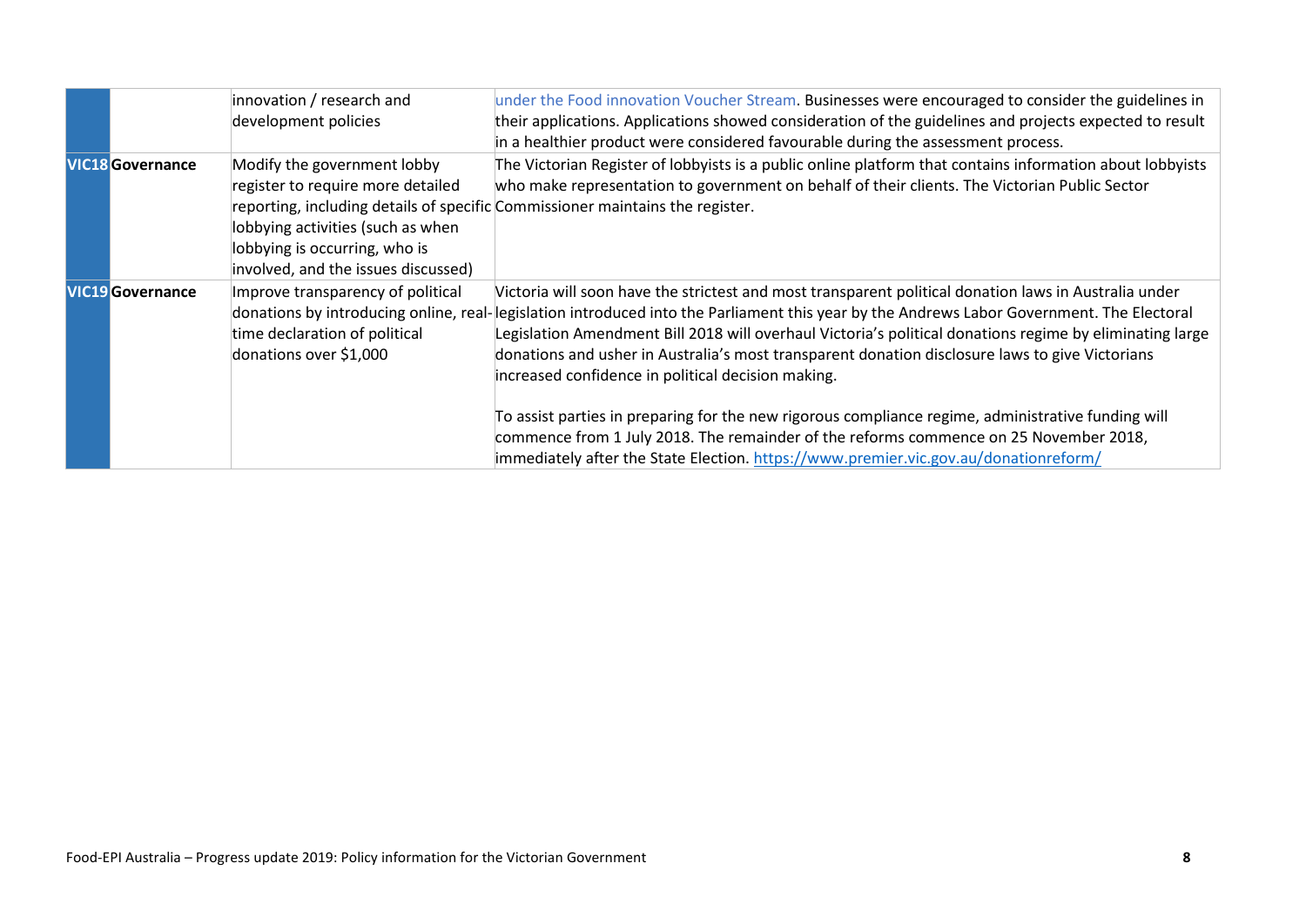| | | | |
|---|---|---|---|
| | | innovation / research and development policies | under the Food innovation Voucher Stream. Businesses were encouraged to consider the guidelines in their applications. Applications showed consideration of the guidelines and projects expected to result in a healthier product were considered favourable during the assessment process. |
| **VIC18** | **Governance** | Modify the government lobby register to require more detailed reporting, including details of specific lobbying activities (such as when lobbying is occurring, who is involved, and the issues discussed) | The Victorian Register of lobbyists is a public online platform that contains information about lobbyists who make representation to government on behalf of their clients. The Victorian Public Sector Commissioner maintains the register. |
| **VIC19** | **Governance** | Improve transparency of political donations by introducing online, real-time declaration of political donations over $1,000 | Victoria will soon have the strictest and most transparent political donation laws in Australia under legislation introduced into the Parliament this year by the Andrews Labor Government. The Electoral Legislation Amendment Bill 2018 will overhaul Victoria's political donations regime by eliminating large donations and usher in Australia's most transparent donation disclosure laws to give Victorians increased confidence in political decision making.<br><br>To assist parties in preparing for the new rigorous compliance regime, administrative funding will commence from 1 July 2018. The remainder of the reforms commence on 25 November 2018, immediately after the State Election. https://www.premier.vic.gov.au/donationreform/ |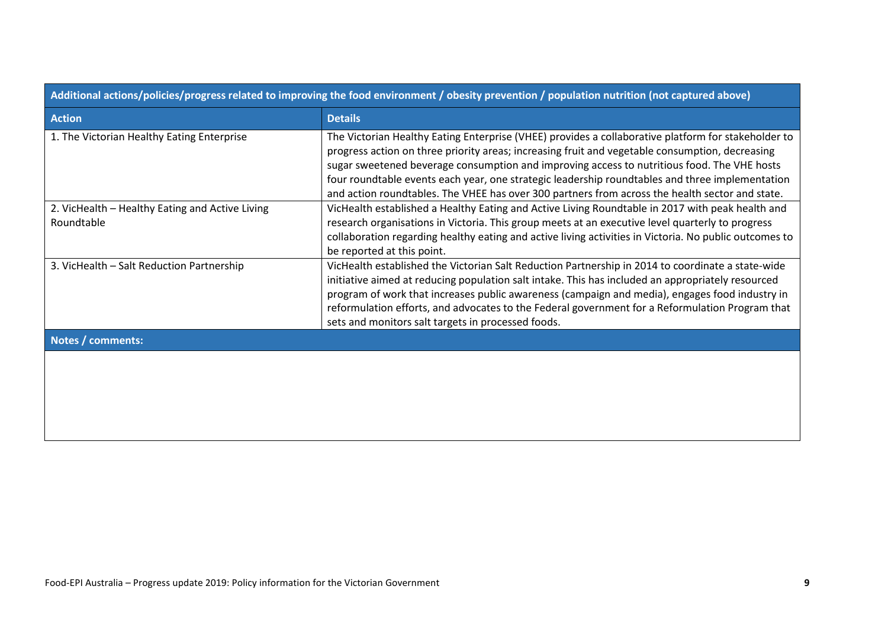| Additional actions/policies/progress related to improving the food environment / obesity prevention / population nutrition (not captured above) | |
|---|---|
| **Action** | **Details** |
| 1. The Victorian Healthy Eating Enterprise | The Victorian Healthy Eating Enterprise (VHEE) provides a collaborative platform for stakeholder to progress action on three priority areas; increasing fruit and vegetable consumption, decreasing sugar sweetened beverage consumption and improving access to nutritious food. The VHE hosts four roundtable events each year, one strategic leadership roundtables and three implementation and action roundtables. The VHEE has over 300 partners from across the health sector and state. |
| 2. VicHealth – Healthy Eating and Active Living Roundtable | VicHealth established a Healthy Eating and Active Living Roundtable in 2017 with peak health and research organisations in Victoria. This group meets at an executive level quarterly to progress collaboration regarding healthy eating and active living activities in Victoria. No public outcomes to be reported at this point. |
| 3. VicHealth – Salt Reduction Partnership | VicHealth established the Victorian Salt Reduction Partnership in 2014 to coordinate a state-wide initiative aimed at reducing population salt intake. This has included an appropriately resourced program of work that increases public awareness (campaign and media), engages food industry in reformulation efforts, and advocates to the Federal government for a Reformulation Program that sets and monitors salt targets in processed foods. |
| **Notes / comments:** | |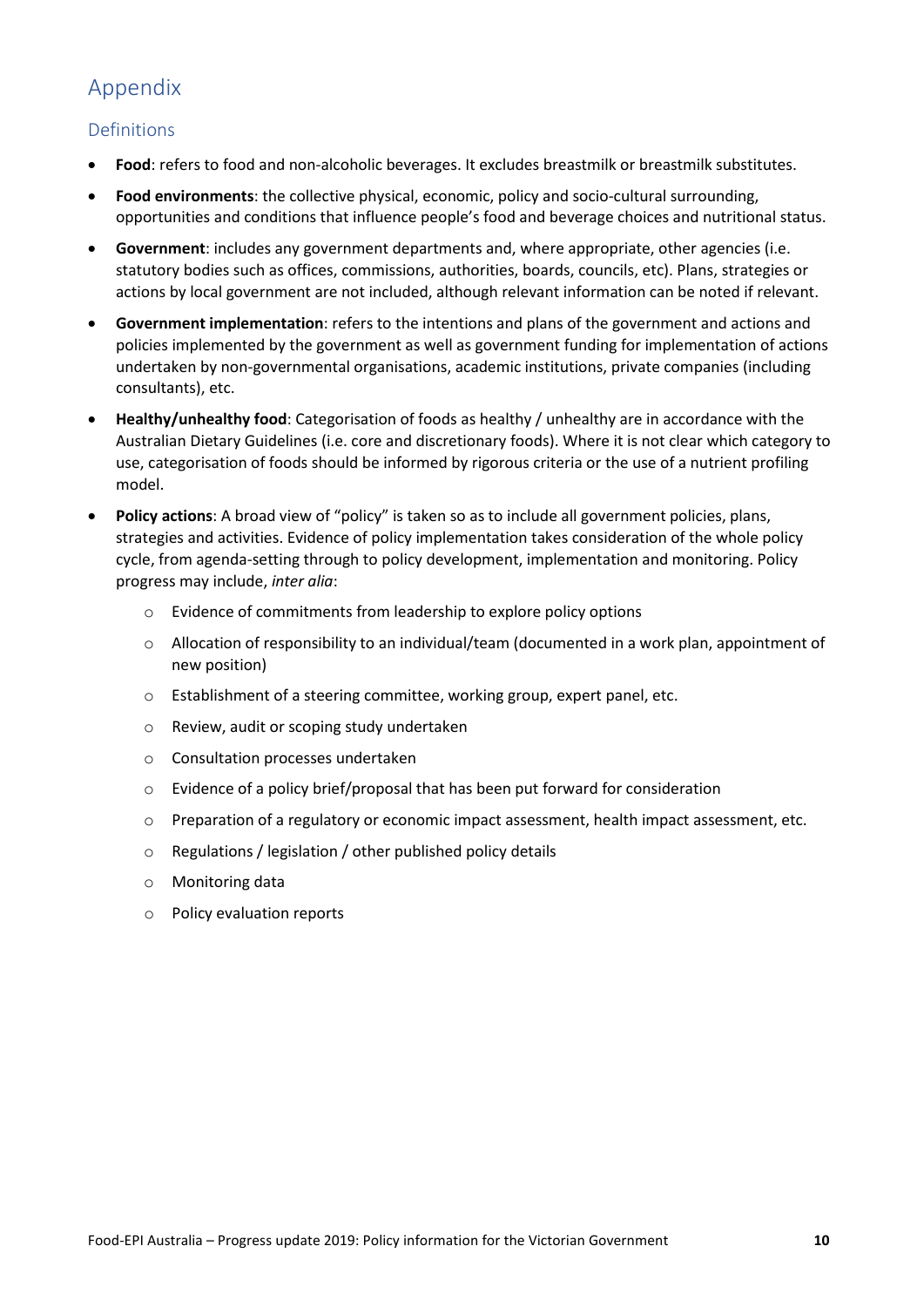# Appendix

## Definitions

- **Food**: refers to food and non-alcoholic beverages. It excludes breastmilk or breastmilk substitutes.
- **Food environments**: the collective physical, economic, policy and socio-cultural surrounding, opportunities and conditions that influence people's food and beverage choices and nutritional status.
- **Government**: includes any government departments and, where appropriate, other agencies (i.e. statutory bodies such as offices, commissions, authorities, boards, councils, etc). Plans, strategies or actions by local government are not included, although relevant information can be noted if relevant.
- **Government implementation**: refers to the intentions and plans of the government and actions and policies implemented by the government as well as government funding for implementation of actions undertaken by non-governmental organisations, academic institutions, private companies (including consultants), etc.
- **Healthy/unhealthy food**: Categorisation of foods as healthy / unhealthy are in accordance with the Australian Dietary Guidelines (i.e. core and discretionary foods). Where it is not clear which category to use, categorisation of foods should be informed by rigorous criteria or the use of a nutrient profiling model.
- **Policy actions**: A broad view of "policy" is taken so as to include all government policies, plans, strategies and activities. Evidence of policy implementation takes consideration of the whole policy cycle, from agenda-setting through to policy development, implementation and monitoring. Policy progress may include, *inter alia*:
  - Evidence of commitments from leadership to explore policy options
  - Allocation of responsibility to an individual/team (documented in a work plan, appointment of new position)
  - Establishment of a steering committee, working group, expert panel, etc.
  - Review, audit or scoping study undertaken
  - Consultation processes undertaken
  - Evidence of a policy brief/proposal that has been put forward for consideration
  - Preparation of a regulatory or economic impact assessment, health impact assessment, etc.
  - Regulations / legislation / other published policy details
  - Monitoring data
  - Policy evaluation reports